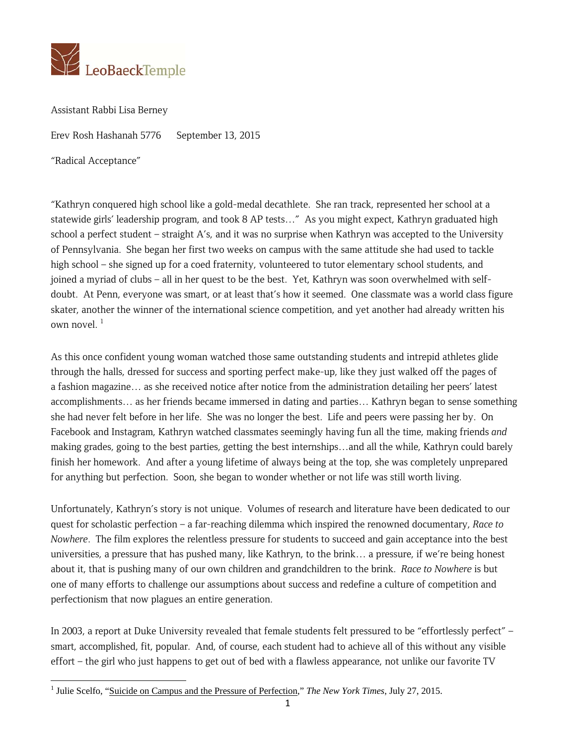LeoBaeckTemple

Assistant Rabbi Lisa Berney

Erev Rosh Hashanah 5776 September 13, 2015

"Radical Acceptance"

"Kathryn conquered high school like a gold-medal decathlete. She ran track, represented her school at a statewide girls' leadership program, and took 8 AP tests…" As you might expect, Kathryn graduated high school a perfect student – straight A's, and it was no surprise when Kathryn was accepted to the University of Pennsylvania. She began her first two weeks on campus with the same attitude she had used to tackle high school – she signed up for a coed fraternity, volunteered to tutor elementary school students, and joined a myriad of clubs – all in her quest to be the best. Yet, Kathryn was soon overwhelmed with self-doubt. At Penn, everyone was smart, or at least that's how it seemed. One classmate was a world class figure skater, another the winner of the international science competition, and yet another had already written his own novel. [1]

As this once confident young woman watched those same outstanding students and intrepid athletes glide through the halls, dressed for success and sporting perfect make-up, like they just walked off the pages of a fashion magazine… as she received notice after notice from the administration detailing her peers' latest accomplishments… as her friends became immersed in dating and parties… Kathryn began to sense something she had never felt before in her life. She was no longer the best. Life and peers were passing her by. On Facebook and Instagram, Kathryn watched classmates seemingly having fun all the time, making friends *and* making grades, going to the best parties, getting the best internships…and all the while, Kathryn could barely finish her homework. And after a young lifetime of always being at the top, she was completely unprepared for anything but perfection. Soon, she began to wonder whether or not life was still worth living.

Unfortunately, Kathryn's story is not unique. Volumes of research and literature have been dedicated to our quest for scholastic perfection – a far-reaching dilemma which inspired the renowned documentary, *Race to Nowhere*. The film explores the relentless pressure for students to succeed and gain acceptance into the best universities, a pressure that has pushed many, like Kathryn, to the brink… a pressure, if we're being honest about it, that is pushing many of our own children and grandchildren to the brink. *Race to Nowhere* is but one of many efforts to challenge our assumptions about success and redefine a culture of competition and perfectionism that now plagues an entire generation.

In 2003, a report at Duke University revealed that female students felt pressured to be "effortlessly perfect" – smart, accomplished, fit, popular. And, of course, each student had to achieve all of this without any visible effort – the girl who just happens to get out of bed with a flawless appearance, not unlike our favorite TV

---

[1] Julie Scelfo, "Suicide on Campus and the Pressure of Perfection," *The New York Times*, July 27, 2015.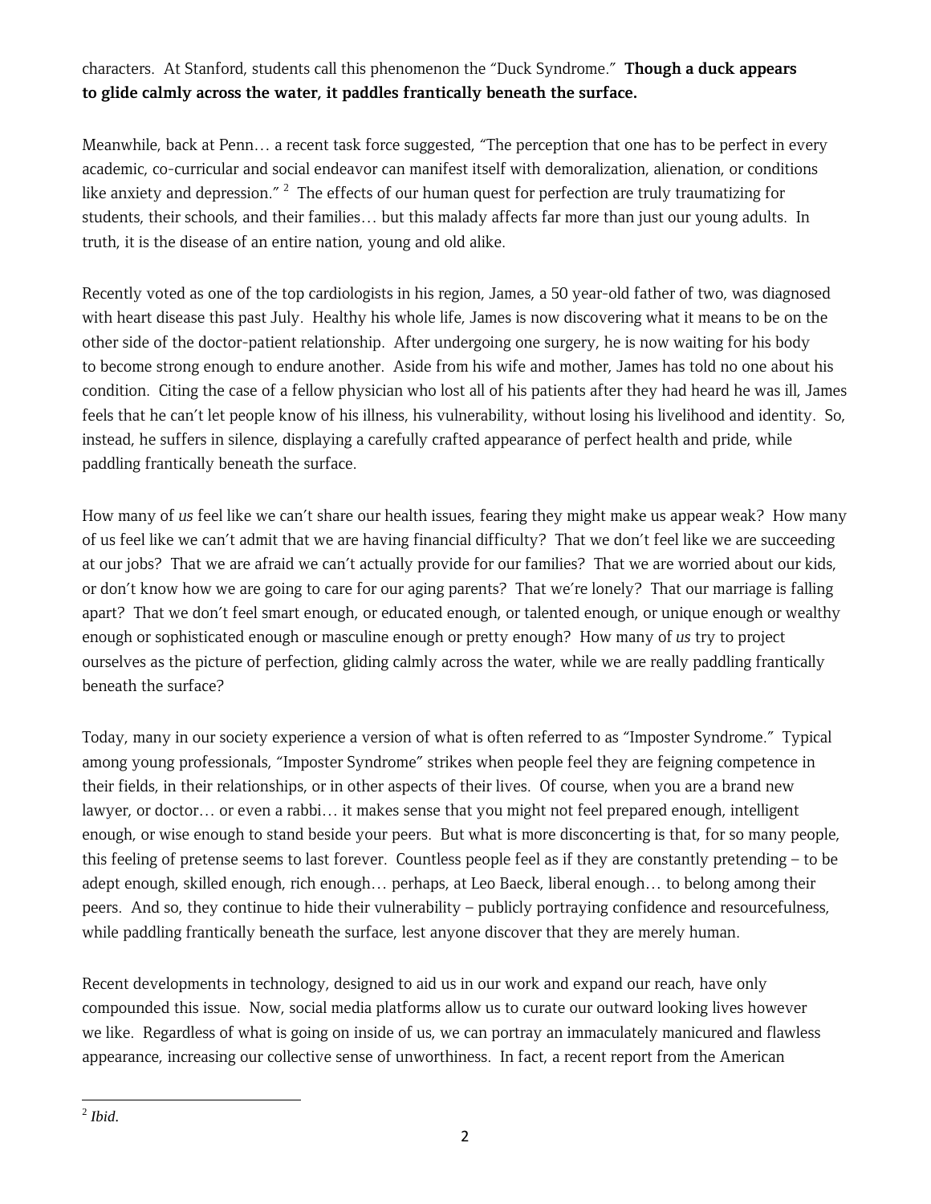characters. At Stanford, students call this phenomenon the "Duck Syndrome." **Though a duck appears to glide calmly across the water, it paddles frantically beneath the surface.**

Meanwhile, back at Penn… a recent task force suggested, "The perception that one has to be perfect in every academic, co-curricular and social endeavor can manifest itself with demoralization, alienation, or conditions like anxiety and depression." [2] The effects of our human quest for perfection are truly traumatizing for students, their schools, and their families… but this malady affects far more than just our young adults. In truth, it is the disease of an entire nation, young and old alike.

Recently voted as one of the top cardiologists in his region, James, a 50 year-old father of two, was diagnosed with heart disease this past July. Healthy his whole life, James is now discovering what it means to be on the other side of the doctor-patient relationship. After undergoing one surgery, he is now waiting for his body to become strong enough to endure another. Aside from his wife and mother, James has told no one about his condition. Citing the case of a fellow physician who lost all of his patients after they had heard he was ill, James feels that he can't let people know of his illness, his vulnerability, without losing his livelihood and identity. So, instead, he suffers in silence, displaying a carefully crafted appearance of perfect health and pride, while paddling frantically beneath the surface.

How many of *us* feel like we can't share our health issues, fearing they might make us appear weak? How many of us feel like we can't admit that we are having financial difficulty? That we don't feel like we are succeeding at our jobs? That we are afraid we can't actually provide for our families? That we are worried about our kids, or don't know how we are going to care for our aging parents? That we're lonely? That our marriage is falling apart? That we don't feel smart enough, or educated enough, or talented enough, or unique enough or wealthy enough or sophisticated enough or masculine enough or pretty enough? How many of *us* try to project ourselves as the picture of perfection, gliding calmly across the water, while we are really paddling frantically beneath the surface?

Today, many in our society experience a version of what is often referred to as "Imposter Syndrome." Typical among young professionals, "Imposter Syndrome" strikes when people feel they are feigning competence in their fields, in their relationships, or in other aspects of their lives. Of course, when you are a brand new lawyer, or doctor… or even a rabbi… it makes sense that you might not feel prepared enough, intelligent enough, or wise enough to stand beside your peers. But what is more disconcerting is that, for so many people, this feeling of pretense seems to last forever. Countless people feel as if they are constantly pretending – to be adept enough, skilled enough, rich enough… perhaps, at Leo Baeck, liberal enough… to belong among their peers. And so, they continue to hide their vulnerability – publicly portraying confidence and resourcefulness, while paddling frantically beneath the surface, lest anyone discover that they are merely human.

Recent developments in technology, designed to aid us in our work and expand our reach, have only compounded this issue. Now, social media platforms allow us to curate our outward looking lives however we like. Regardless of what is going on inside of us, we can portray an immaculately manicured and flawless appearance, increasing our collective sense of unworthiness. In fact, a recent report from the American

---

[2] *Ibid.*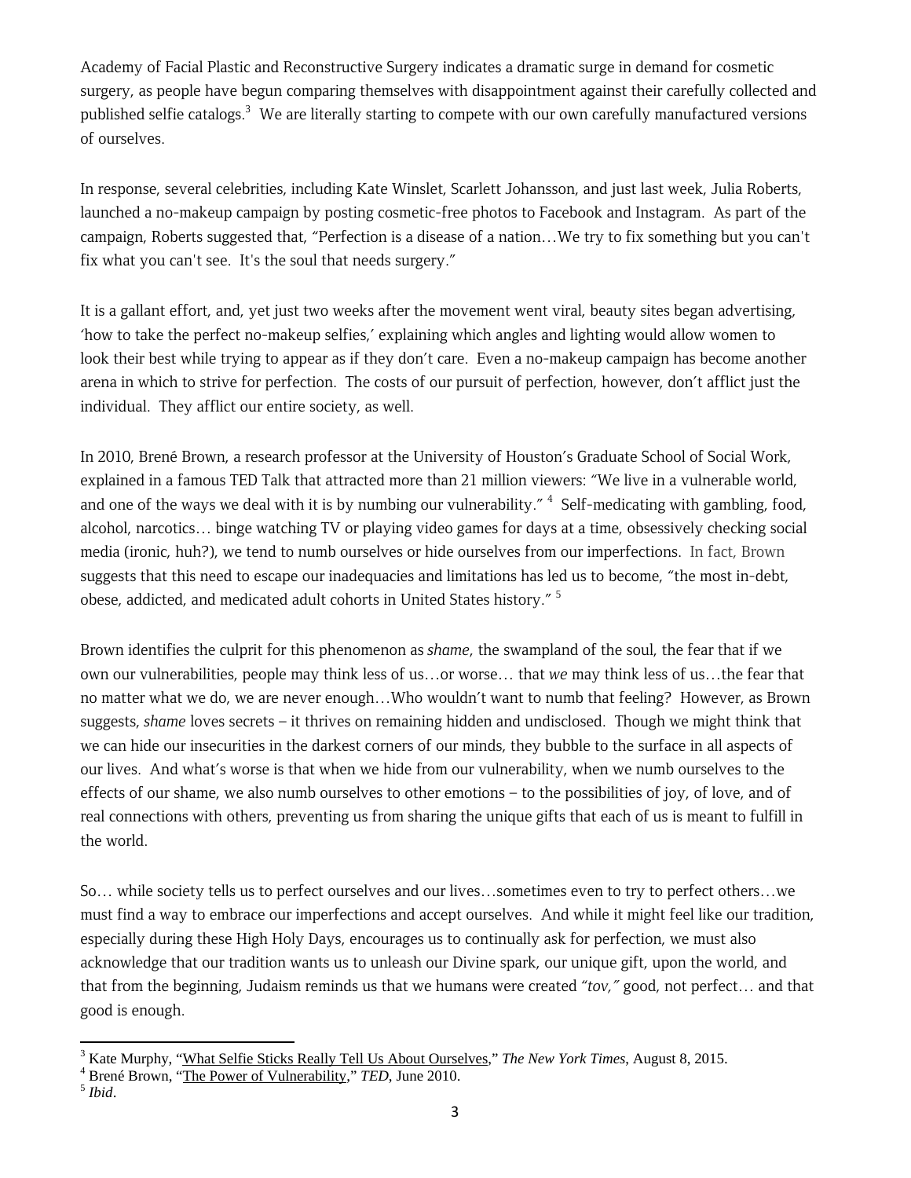Academy of Facial Plastic and Reconstructive Surgery indicates a dramatic surge in demand for cosmetic surgery, as people have begun comparing themselves with disappointment against their carefully collected and published selfie catalogs.[3] We are literally starting to compete with our own carefully manufactured versions of ourselves.

In response, several celebrities, including Kate Winslet, Scarlett Johansson, and just last week, Julia Roberts, launched a no-makeup campaign by posting cosmetic-free photos to Facebook and Instagram. As part of the campaign, Roberts suggested that, "Perfection is a disease of a nation…We try to fix something but you can't fix what you can't see. It's the soul that needs surgery."

It is a gallant effort, and, yet just two weeks after the movement went viral, beauty sites began advertising, 'how to take the perfect no-makeup selfies,' explaining which angles and lighting would allow women to look their best while trying to appear as if they don't care. Even a no-makeup campaign has become another arena in which to strive for perfection. The costs of our pursuit of perfection, however, don't afflict just the individual. They afflict our entire society, as well.

In 2010, Brené Brown, a research professor at the University of Houston's Graduate School of Social Work, explained in a famous TED Talk that attracted more than 21 million viewers: "We live in a vulnerable world, and one of the ways we deal with it is by numbing our vulnerability." [4] Self-medicating with gambling, food, alcohol, narcotics… binge watching TV or playing video games for days at a time, obsessively checking social media (ironic, huh?), we tend to numb ourselves or hide ourselves from our imperfections. In fact, Brown suggests that this need to escape our inadequacies and limitations has led us to become, "the most in-debt, obese, addicted, and medicated adult cohorts in United States history." [5]

Brown identifies the culprit for this phenomenon as *shame*, the swampland of the soul, the fear that if we own our vulnerabilities, people may think less of us…or worse… that *we* may think less of us…the fear that no matter what we do, we are never enough…Who wouldn't want to numb that feeling? However, as Brown suggests, *shame* loves secrets – it thrives on remaining hidden and undisclosed. Though we might think that we can hide our insecurities in the darkest corners of our minds, they bubble to the surface in all aspects of our lives. And what's worse is that when we hide from our vulnerability, when we numb ourselves to the effects of our shame, we also numb ourselves to other emotions – to the possibilities of joy, of love, and of real connections with others, preventing us from sharing the unique gifts that each of us is meant to fulfill in the world.

So… while society tells us to perfect ourselves and our lives…sometimes even to try to perfect others…we must find a way to embrace our imperfections and accept ourselves. And while it might feel like our tradition, especially during these High Holy Days, encourages us to continually ask for perfection, we must also acknowledge that our tradition wants us to unleash our Divine spark, our unique gift, upon the world, and that from the beginning, Judaism reminds us that we humans were created *"tov,"* good, not perfect… and that good is enough.

---

[3] Kate Murphy, "What Selfie Sticks Really Tell Us About Ourselves," *The New York Times*, August 8, 2015.
[4] Brené Brown, "The Power of Vulnerability," *TED*, June 2010.
[5] *Ibid*.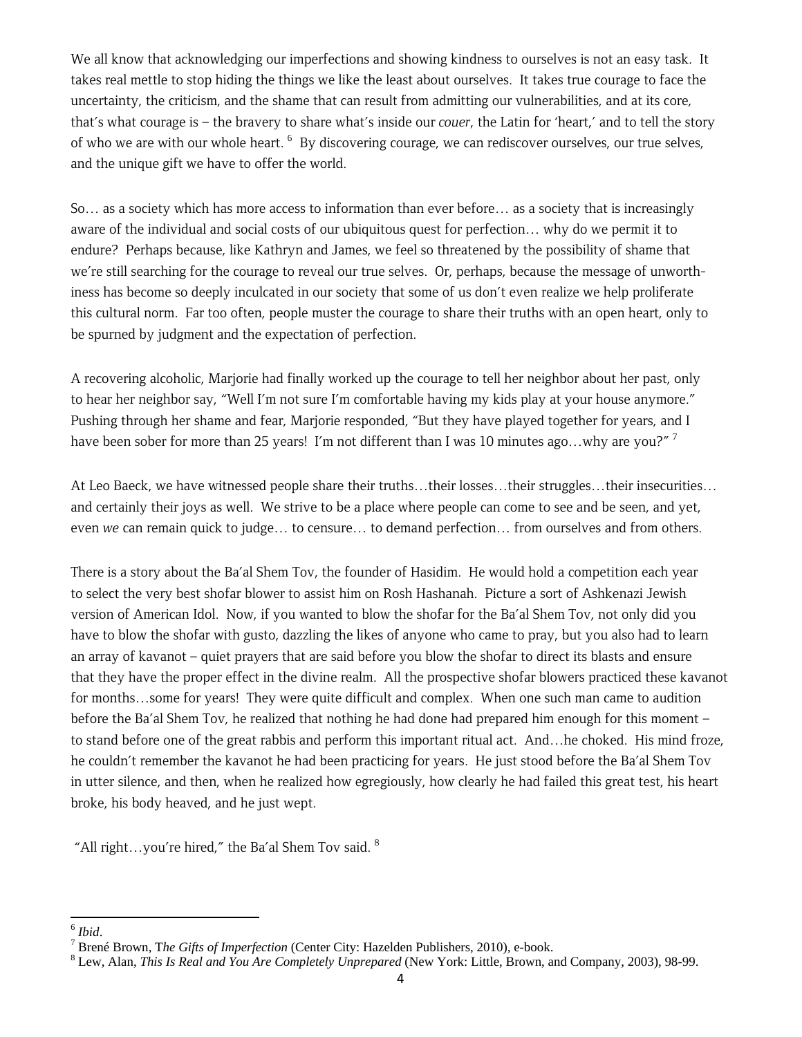We all know that acknowledging our imperfections and showing kindness to ourselves is not an easy task. It takes real mettle to stop hiding the things we like the least about ourselves. It takes true courage to face the uncertainty, the criticism, and the shame that can result from admitting our vulnerabilities, and at its core, that's what courage is – the bravery to share what's inside our *couer*, the Latin for 'heart,' and to tell the story of who we are with our whole heart. [6] By discovering courage, we can rediscover ourselves, our true selves, and the unique gift we have to offer the world.

So… as a society which has more access to information than ever before… as a society that is increasingly aware of the individual and social costs of our ubiquitous quest for perfection… why do we permit it to endure? Perhaps because, like Kathryn and James, we feel so threatened by the possibility of shame that we're still searching for the courage to reveal our true selves. Or, perhaps, because the message of unworthiness has become so deeply inculcated in our society that some of us don't even realize we help proliferate this cultural norm. Far too often, people muster the courage to share their truths with an open heart, only to be spurned by judgment and the expectation of perfection.

A recovering alcoholic, Marjorie had finally worked up the courage to tell her neighbor about her past, only to hear her neighbor say, "Well I'm not sure I'm comfortable having my kids play at your house anymore." Pushing through her shame and fear, Marjorie responded, "But they have played together for years, and I have been sober for more than 25 years! I'm not different than I was 10 minutes ago…why are you?" [7]

At Leo Baeck, we have witnessed people share their truths…their losses…their struggles…their insecurities… and certainly their joys as well. We strive to be a place where people can come to see and be seen, and yet, even *we* can remain quick to judge… to censure… to demand perfection… from ourselves and from others.

There is a story about the Ba'al Shem Tov, the founder of Hasidim. He would hold a competition each year to select the very best shofar blower to assist him on Rosh Hashanah. Picture a sort of Ashkenazi Jewish version of American Idol. Now, if you wanted to blow the shofar for the Ba'al Shem Tov, not only did you have to blow the shofar with gusto, dazzling the likes of anyone who came to pray, but you also had to learn an array of kavanot – quiet prayers that are said before you blow the shofar to direct its blasts and ensure that they have the proper effect in the divine realm. All the prospective shofar blowers practiced these kavanot for months…some for years! They were quite difficult and complex. When one such man came to audition before the Ba'al Shem Tov, he realized that nothing he had done had prepared him enough for this moment – to stand before one of the great rabbis and perform this important ritual act. And…he choked. His mind froze, he couldn't remember the kavanot he had been practicing for years. He just stood before the Ba'al Shem Tov in utter silence, and then, when he realized how egregiously, how clearly he had failed this great test, his heart broke, his body heaved, and he just wept.

"All right…you're hired," the Ba'al Shem Tov said. [8]

---

[6] *Ibid*.

[7] Brené Brown, T*he Gifts of Imperfection* (Center City: Hazelden Publishers, 2010), e-book.

[8] Lew, Alan, *This Is Real and You Are Completely Unprepared* (New York: Little, Brown, and Company, 2003), 98-99.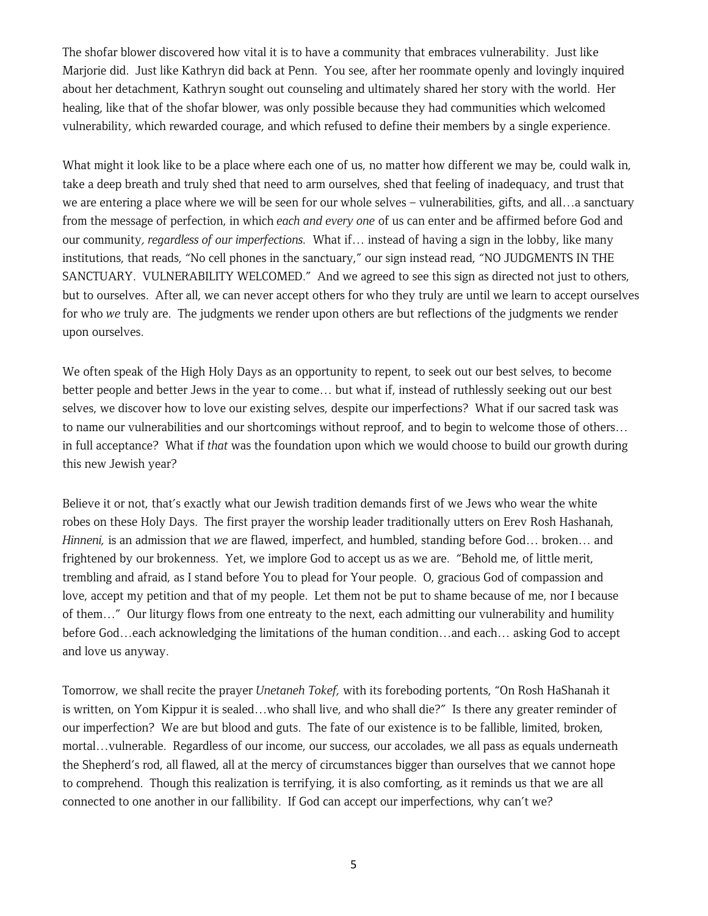The shofar blower discovered how vital it is to have a community that embraces vulnerability. Just like Marjorie did. Just like Kathryn did back at Penn. You see, after her roommate openly and lovingly inquired about her detachment, Kathryn sought out counseling and ultimately shared her story with the world. Her healing, like that of the shofar blower, was only possible because they had communities which welcomed vulnerability, which rewarded courage, and which refused to define their members by a single experience.

What might it look like to be a place where each one of us, no matter how different we may be, could walk in, take a deep breath and truly shed that need to arm ourselves, shed that feeling of inadequacy, and trust that we are entering a place where we will be seen for our whole selves – vulnerabilities, gifts, and all…a sanctuary from the message of perfection, in which *each and every one* of us can enter and be affirmed before God and our community*, regardless of our imperfections.* What if… instead of having a sign in the lobby, like many institutions, that reads, "No cell phones in the sanctuary," our sign instead read, "NO JUDGMENTS IN THE SANCTUARY. VULNERABILITY WELCOMED." And we agreed to see this sign as directed not just to others, but to ourselves. After all, we can never accept others for who they truly are until we learn to accept ourselves for who *we* truly are. The judgments we render upon others are but reflections of the judgments we render upon ourselves.

We often speak of the High Holy Days as an opportunity to repent, to seek out our best selves, to become better people and better Jews in the year to come… but what if, instead of ruthlessly seeking out our best selves, we discover how to love our existing selves, despite our imperfections? What if our sacred task was to name our vulnerabilities and our shortcomings without reproof, and to begin to welcome those of others… in full acceptance? What if *that* was the foundation upon which we would choose to build our growth during this new Jewish year?

Believe it or not, that's exactly what our Jewish tradition demands first of we Jews who wear the white robes on these Holy Days. The first prayer the worship leader traditionally utters on Erev Rosh Hashanah, *Hinneni,* is an admission that *we* are flawed, imperfect, and humbled, standing before God… broken… and frightened by our brokenness. Yet, we implore God to accept us as we are. "Behold me, of little merit, trembling and afraid, as I stand before You to plead for Your people. O, gracious God of compassion and love, accept my petition and that of my people. Let them not be put to shame because of me, nor I because of them…" Our liturgy flows from one entreaty to the next, each admitting our vulnerability and humility before God…each acknowledging the limitations of the human condition…and each… asking God to accept and love us anyway.

Tomorrow, we shall recite the prayer *Unetaneh Tokef,* with its foreboding portents, "On Rosh HaShanah it is written, on Yom Kippur it is sealed…who shall live, and who shall die?" Is there any greater reminder of our imperfection? We are but blood and guts. The fate of our existence is to be fallible, limited, broken, mortal…vulnerable. Regardless of our income, our success, our accolades, we all pass as equals underneath the Shepherd's rod, all flawed, all at the mercy of circumstances bigger than ourselves that we cannot hope to comprehend. Though this realization is terrifying, it is also comforting, as it reminds us that we are all connected to one another in our fallibility. If God can accept our imperfections, why can't we?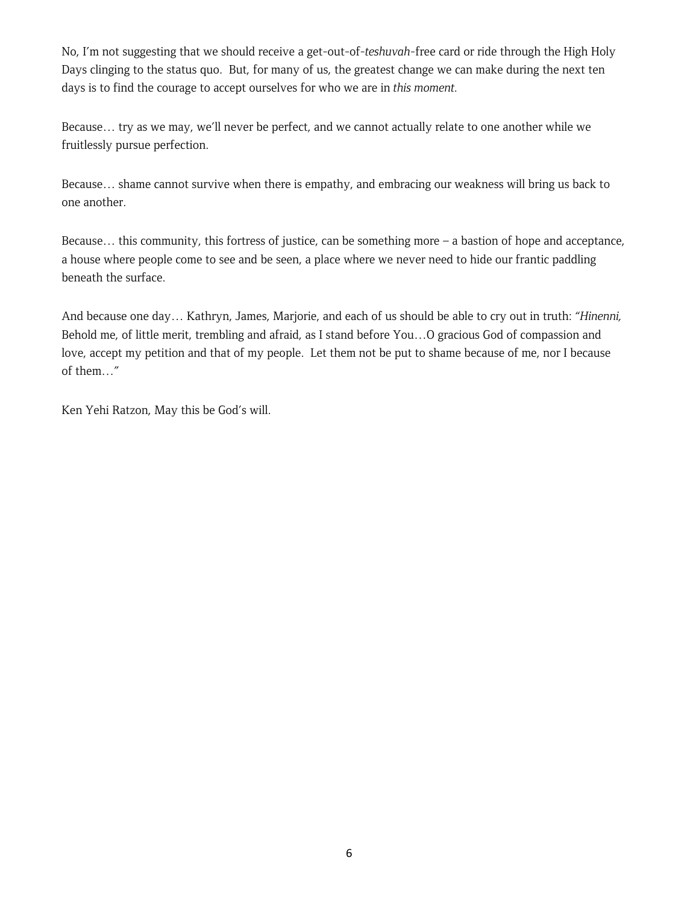No, I'm not suggesting that we should receive a get-out-of-*teshuvah*-free card or ride through the High Holy Days clinging to the status quo. But, for many of us, the greatest change we can make during the next ten days is to find the courage to accept ourselves for who we are in *this moment*.

Because… try as we may, we'll never be perfect, and we cannot actually relate to one another while we fruitlessly pursue perfection.

Because… shame cannot survive when there is empathy, and embracing our weakness will bring us back to one another.

Because… this community, this fortress of justice, can be something more – a bastion of hope and acceptance, a house where people come to see and be seen, a place where we never need to hide our frantic paddling beneath the surface.

And because one day… Kathryn, James, Marjorie, and each of us should be able to cry out in truth: *"Hinenni,* Behold me, of little merit, trembling and afraid, as I stand before You…O gracious God of compassion and love, accept my petition and that of my people. Let them not be put to shame because of me, nor I because of them…"

Ken Yehi Ratzon, May this be God's will.